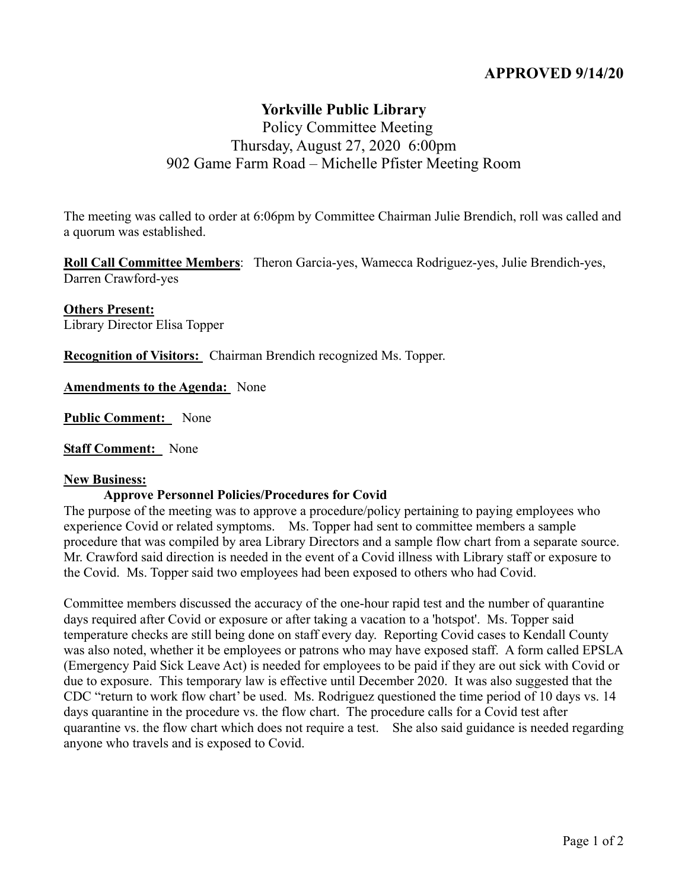**APPROVED 9/14/20**

# Yorkville Public Library

Policy Committee Meeting
Thursday, August 27, 2020 6:00pm
902 Game Farm Road – Michelle Pfister Meeting Room

The meeting was called to order at 6:06pm by Committee Chairman Julie Brendich, roll was called and a quorum was established.

**Roll Call Committee Members**: Theron Garcia-yes, Wamecca Rodriguez-yes, Julie Brendich-yes, Darren Crawford-yes

**Others Present:**
Library Director Elisa Topper

**Recognition of Visitors:** Chairman Brendich recognized Ms. Topper.

**Amendments to the Agenda:** None

**Public Comment:** None

**Staff Comment:** None

**New Business:**

**Approve Personnel Policies/Procedures for Covid**

The purpose of the meeting was to approve a procedure/policy pertaining to paying employees who experience Covid or related symptoms. Ms. Topper had sent to committee members a sample procedure that was compiled by area Library Directors and a sample flow chart from a separate source. Mr. Crawford said direction is needed in the event of a Covid illness with Library staff or exposure to the Covid. Ms. Topper said two employees had been exposed to others who had Covid.

Committee members discussed the accuracy of the one-hour rapid test and the number of quarantine days required after Covid or exposure or after taking a vacation to a 'hotspot'. Ms. Topper said temperature checks are still being done on staff every day. Reporting Covid cases to Kendall County was also noted, whether it be employees or patrons who may have exposed staff. A form called EPSLA (Emergency Paid Sick Leave Act) is needed for employees to be paid if they are out sick with Covid or due to exposure. This temporary law is effective until December 2020. It was also suggested that the CDC "return to work flow chart' be used. Ms. Rodriguez questioned the time period of 10 days vs. 14 days quarantine in the procedure vs. the flow chart. The procedure calls for a Covid test after quarantine vs. the flow chart which does not require a test. She also said guidance is needed regarding anyone who travels and is exposed to Covid.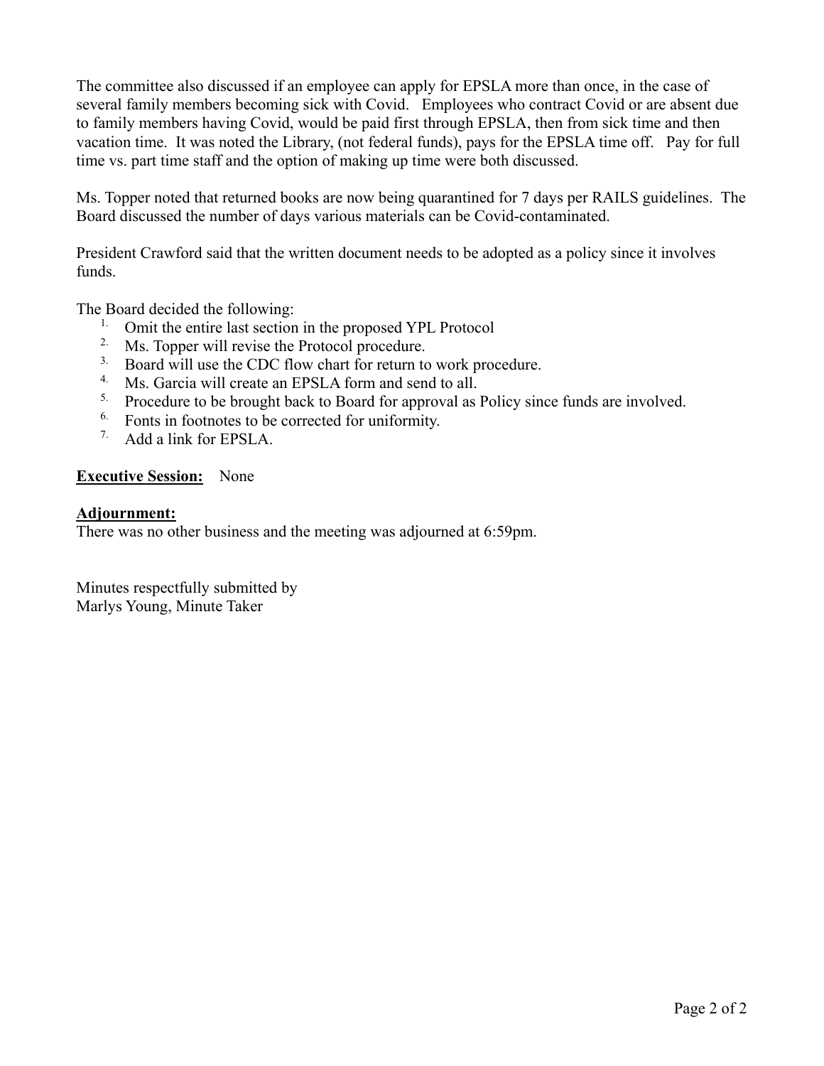The committee also discussed if an employee can apply for EPSLA more than once, in the case of several family members becoming sick with Covid. Employees who contract Covid or are absent due to family members having Covid, would be paid first through EPSLA, then from sick time and then vacation time. It was noted the Library, (not federal funds), pays for the EPSLA time off. Pay for full time vs. part time staff and the option of making up time were both discussed.

Ms. Topper noted that returned books are now being quarantined for 7 days per RAILS guidelines. The Board discussed the number of days various materials can be Covid-contaminated.

President Crawford said that the written document needs to be adopted as a policy since it involves funds.

The Board decided the following:

1. Omit the entire last section in the proposed YPL Protocol
2. Ms. Topper will revise the Protocol procedure.
3. Board will use the CDC flow chart for return to work procedure.
4. Ms. Garcia will create an EPSLA form and send to all.
5. Procedure to be brought back to Board for approval as Policy since funds are involved.
6. Fonts in footnotes to be corrected for uniformity.
7. Add a link for EPSLA.

**Executive Session:** None

**Adjournment:**
There was no other business and the meeting was adjourned at 6:59pm.

Minutes respectfully submitted by
Marlys Young, Minute Taker